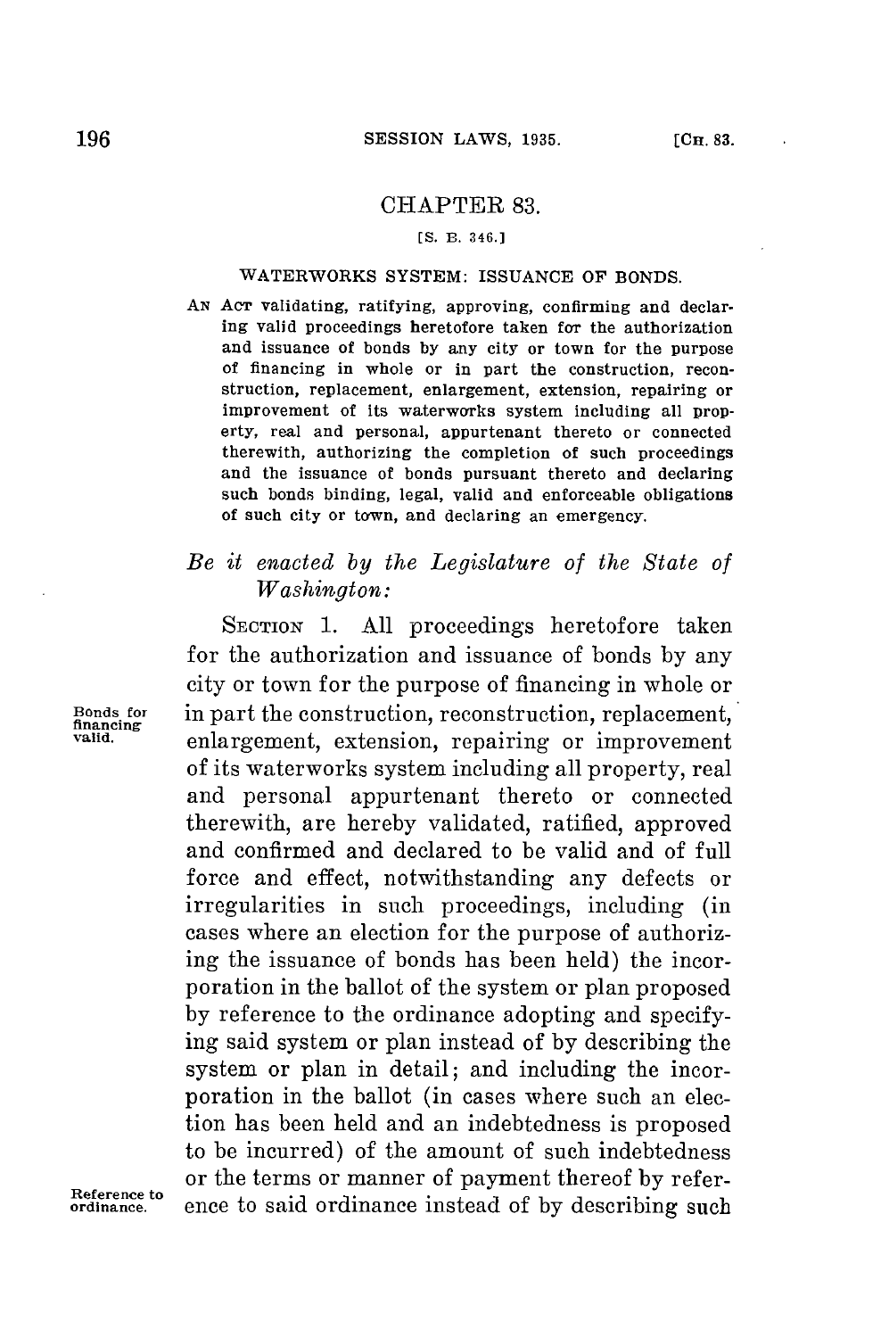## CHAPTER 83.

[S. B. 346.]

### WATERWORKS SYSTEM: ISSUANCE OF BONDS.

AN ACT validating, ratifying, approving, confirming and declaring valid proceedings heretofore taken for the authorization and issuance of bonds by any city or town for the purpose of financing in whole or in part the construction, reconstruction, replacement, enlargement, extension, repairing or improvement of its waterworks system including all property, real and personal, appurtenant thereto or connected therewith, authorizing the completion of such proceedings and the issuance of bonds pursuant thereto and declaring such bonds binding, legal, valid and enforceable obligations of such city or town, and declaring an emergency.

*Be it enacted by the Legislature of the State of Washington:*

SECTION 1. All proceedings heretofore taken for the authorization and issuance of bonds by any city or town for the purpose of financing in whole or in part the construction, reconstruction, replacement, enlargement, extension, repairing or improvement of its waterworks system including all property, real and personal appurtenant thereto or connected therewith, are hereby validated, ratified, approved and confirmed and declared to be valid and of full force and effect, notwithstanding any defects or irregularities in such proceedings, including (in cases where an election for the purpose of authorizing the issuance of bonds has been held) the incorporation in the ballot of the system or plan proposed by reference to the ordinance adopting and specifying said system or plan instead of by describing the system or plan in detail; and including the incorporation in the ballot (in cases where such an election has been held and an indebtedness is proposed to be incurred) of the amount of such indebtedness or the terms or manner of payment thereof by reference to said ordinance instead of by describing such

Bonds for financing valid.

Reference to ordinance.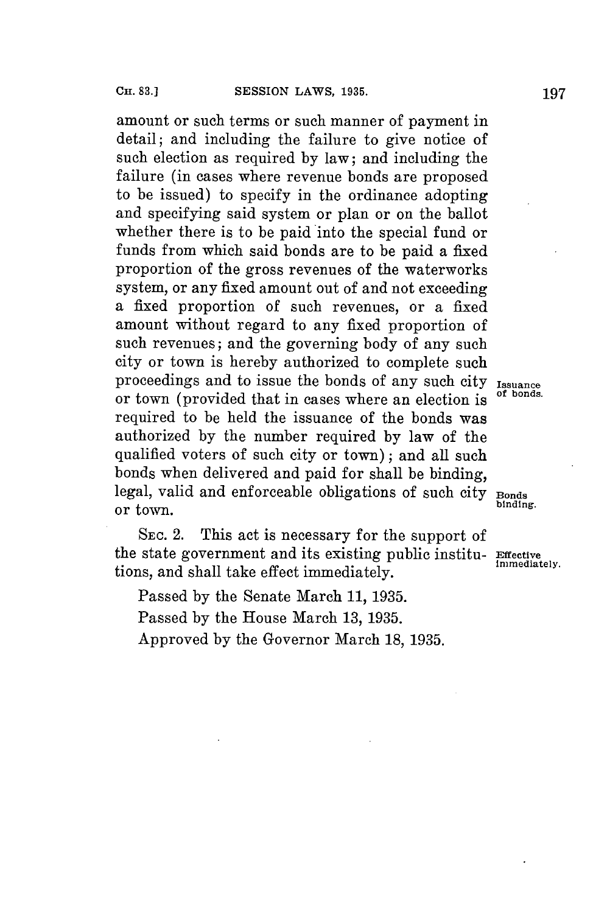amount or such terms or such manner of payment in detail; and including the failure to give notice of such election as required by law; and including the failure (in cases where revenue bonds are proposed to be issued) to specify in the ordinance adopting and specifying said system or plan or on the ballot whether there is to be paid into the special fund or funds from which said bonds are to be paid a fixed proportion of the gross revenues of the waterworks system, or any fixed amount out of and not exceeding a fixed proportion of such revenues, or a fixed amount without regard to any fixed proportion of such revenues; and the governing body of any such city or town is hereby authorized to complete such proceedings and to issue the bonds of any such city or town (provided that in cases where an election is required to be held the issuance of the bonds was authorized by the number required by law of the qualified voters of such city or town); and all such bonds when delivered and paid for shall be binding, legal, valid and enforceable obligations of such city or town.

Issuance of bonds.

Bonds binding.

SEC. 2. This act is necessary for the support of the state government and its existing public institutions, and shall take effect immediately.

Effective immediately.

Passed by the Senate March 11, 1935.

Passed by the House March 13, 1935.

Approved by the Governor March 18, 1935.